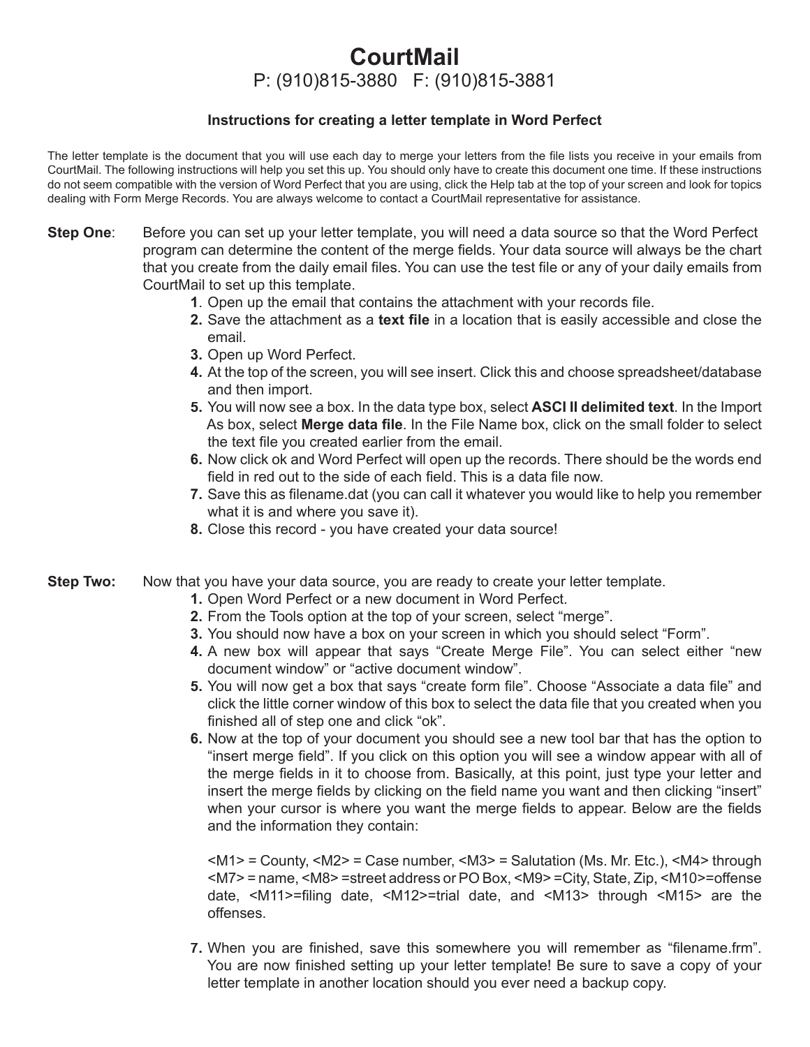# CourtMail

P: (910)815-3880 F: (910)815-3881

### Instructions for creating a letter template in Word Perfect

The letter template is the document that you will use each day to merge your letters from the file lists you receive in your emails from CourtMail. The following instructions will help you set this up. You should only have to create this document one time. If these instructions do not seem compatible with the version of Word Perfect that you are using, click the Help tab at the top of your screen and look for topics dealing with Form Merge Records. You are always welcome to contact a CourtMail representative for assistance.

**Step One**: Before you can set up your letter template, you will need a data source so that the Word Perfect program can determine the content of the merge fields. Your data source will always be the chart that you create from the daily email files. You can use the test file or any of your daily emails from CourtMail to set up this template.

1. Open up the email that contains the attachment with your records file.
2. Save the attachment as a **text file** in a location that is easily accessible and close the email.
3. Open up Word Perfect.
4. At the top of the screen, you will see insert. Click this and choose spreadsheet/database and then import.
5. You will now see a box. In the data type box, select **ASCI II delimited text**. In the Import As box, select **Merge data file**. In the File Name box, click on the small folder to select the text file you created earlier from the email.
6. Now click ok and Word Perfect will open up the records. There should be the words end field in red out to the side of each field. This is a data file now.
7. Save this as filename.dat (you can call it whatever you would like to help you remember what it is and where you save it).
8. Close this record - you have created your data source!

**Step Two:** Now that you have your data source, you are ready to create your letter template.

1. Open Word Perfect or a new document in Word Perfect.
2. From the Tools option at the top of your screen, select "merge".
3. You should now have a box on your screen in which you should select "Form".
4. A new box will appear that says "Create Merge File". You can select either "new document window" or "active document window".
5. You will now get a box that says "create form file". Choose "Associate a data file" and click the little corner window of this box to select the data file that you created when you finished all of step one and click "ok".
6. Now at the top of your document you should see a new tool bar that has the option to "insert merge field". If you click on this option you will see a window appear with all of the merge fields in it to choose from. Basically, at this point, just type your letter and insert the merge fields by clicking on the field name you want and then clicking "insert" when your cursor is where you want the merge fields to appear. Below are the fields and the information they contain:

   <M1> = County, <M2> = Case number, <M3> = Salutation (Ms. Mr. Etc.), <M4> through <M7> = name, <M8> =street address or PO Box, <M9> =City, State, Zip, <M10>=offense date, <M11>=filing date, <M12>=trial date, and <M13> through <M15> are the offenses.

7. When you are finished, save this somewhere you will remember as "filename.frm". You are now finished setting up your letter template! Be sure to save a copy of your letter template in another location should you ever need a backup copy.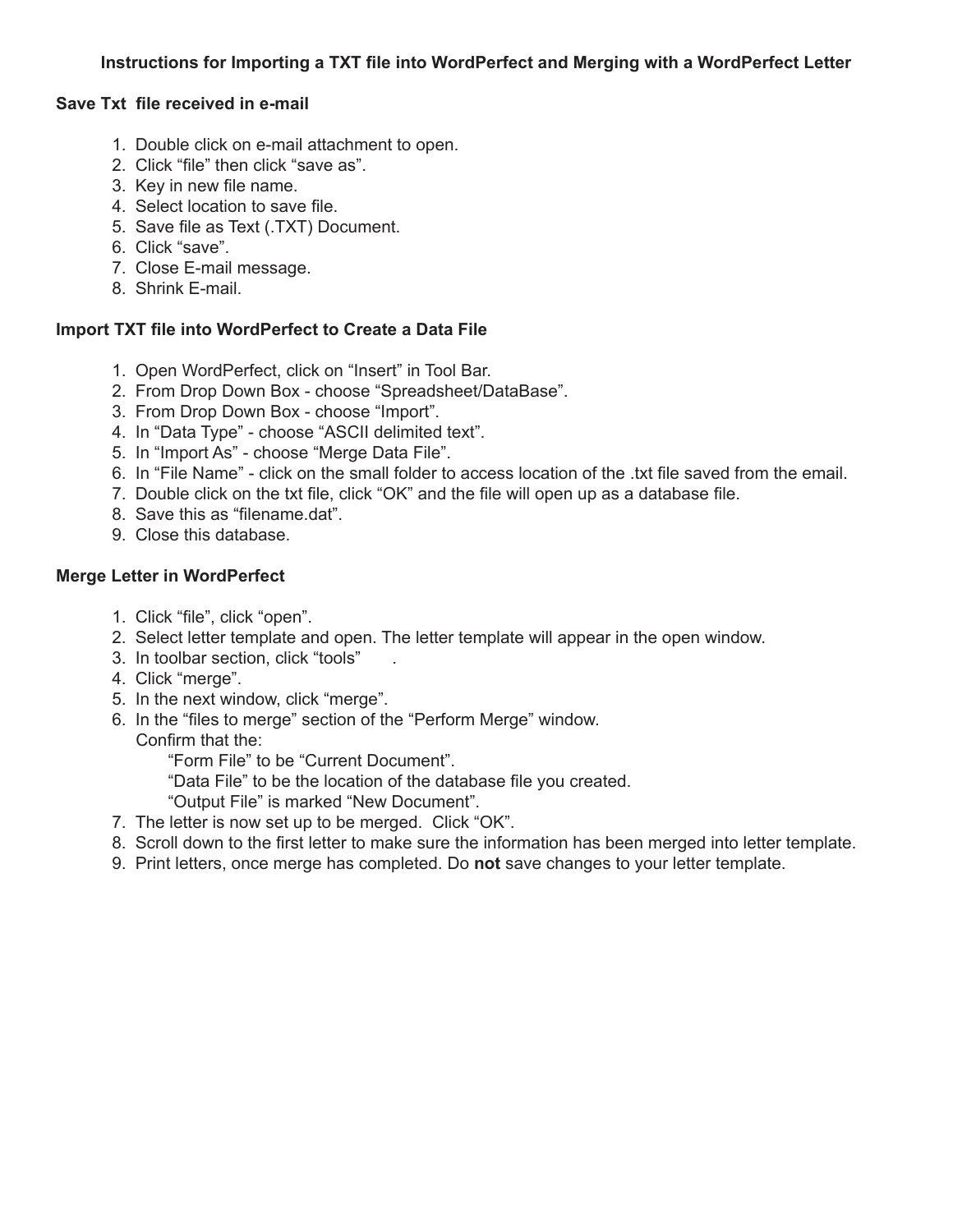# Instructions for Importing a TXT file into WordPerfect and Merging with a WordPerfect Letter

## Save Txt file received in e-mail

1. Double click on e-mail attachment to open.
2. Click “file” then click “save as”.
3. Key in new file name.
4. Select location to save file.
5. Save file as Text (.TXT) Document.
6. Click “save”.
7. Close E-mail message.
8. Shrink E-mail.

## Import TXT file into WordPerfect to Create a Data File

1. Open WordPerfect, click on “Insert” in Tool Bar.
2. From Drop Down Box - choose “Spreadsheet/DataBase”.
3. From Drop Down Box - choose “Import”.
4. In “Data Type” - choose “ASCII delimited text”.
5. In “Import As” - choose “Merge Data File”.
6. In “File Name” - click on the small folder to access location of the .txt file saved from the email.
7. Double click on the txt file, click “OK” and the file will open up as a database file.
8. Save this as “filename.dat”.
9. Close this database.

## Merge Letter in WordPerfect

1. Click “file”, click “open”.
2. Select letter template and open. The letter template will appear in the open window.
3. In toolbar section, click “tools” .
4. Click “merge”.
5. In the next window, click “merge”.
6. In the “files to merge” section of the “Perform Merge” window.
   Confirm that the:
   “Form File” to be “Current Document”.
   “Data File” to be the location of the database file you created.
   “Output File” is marked “New Document”.
7. The letter is now set up to be merged. Click “OK”.
8. Scroll down to the first letter to make sure the information has been merged into letter template.
9. Print letters, once merge has completed. Do **not** save changes to your letter template.